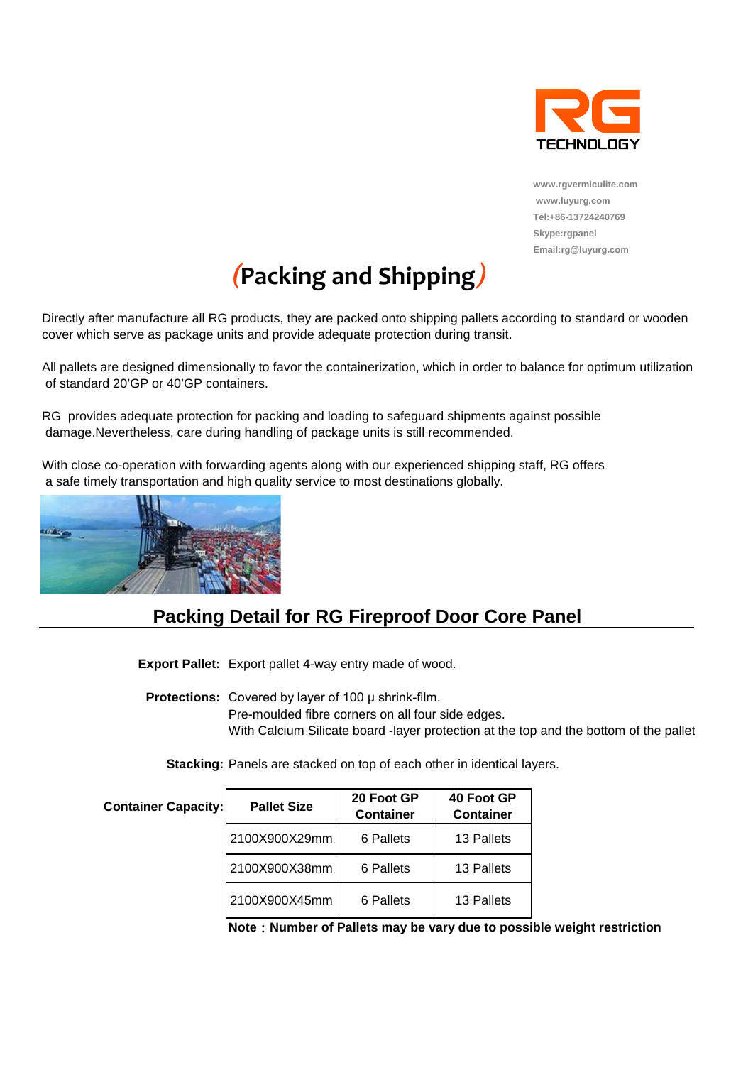RG TECHNOLOGY

www.rgvermiculite.com
www.luyurg.com
Tel:+86-13724240769
Skype:rgpanel
Email:rg@luyurg.com

# (Packing and Shipping)

Directly after manufacture all RG products, they are packed onto shipping pallets according to standard or wooden cover which serve as package units and provide adequate protection during transit.

All pallets are designed dimensionally to favor the containerization, which in order to balance for optimum utilization of standard 20'GP or 40'GP containers.

RG provides adequate protection for packing and loading to safeguard shipments against possible damage.Nevertheless, care during handling of package units is still recommended.

With close co-operation with forwarding agents along with our experienced shipping staff, RG offers a safe timely transportation and high quality service to most destinations globally.

## Packing Detail for RG Fireproof Door Core Panel

**Export Pallet:** Export pallet 4-way entry made of wood.

**Protections:** Covered by layer of 100 μ shrink-film.
Pre-moulded fibre corners on all four side edges.
With Calcium Silicate board -layer protection at the top and the bottom of the pallet

**Stacking:** Panels are stacked on top of each other in identical layers.

**Container Capacity:**

| Pallet Size | 20 Foot GP Container | 40 Foot GP Container |
|---|---|---|
| 2100X900X29mm | 6 Pallets | 13 Pallets |
| 2100X900X38mm | 6 Pallets | 13 Pallets |
| 2100X900X45mm | 6 Pallets | 13 Pallets |

**Note：Number of Pallets may be vary due to possible weight restriction**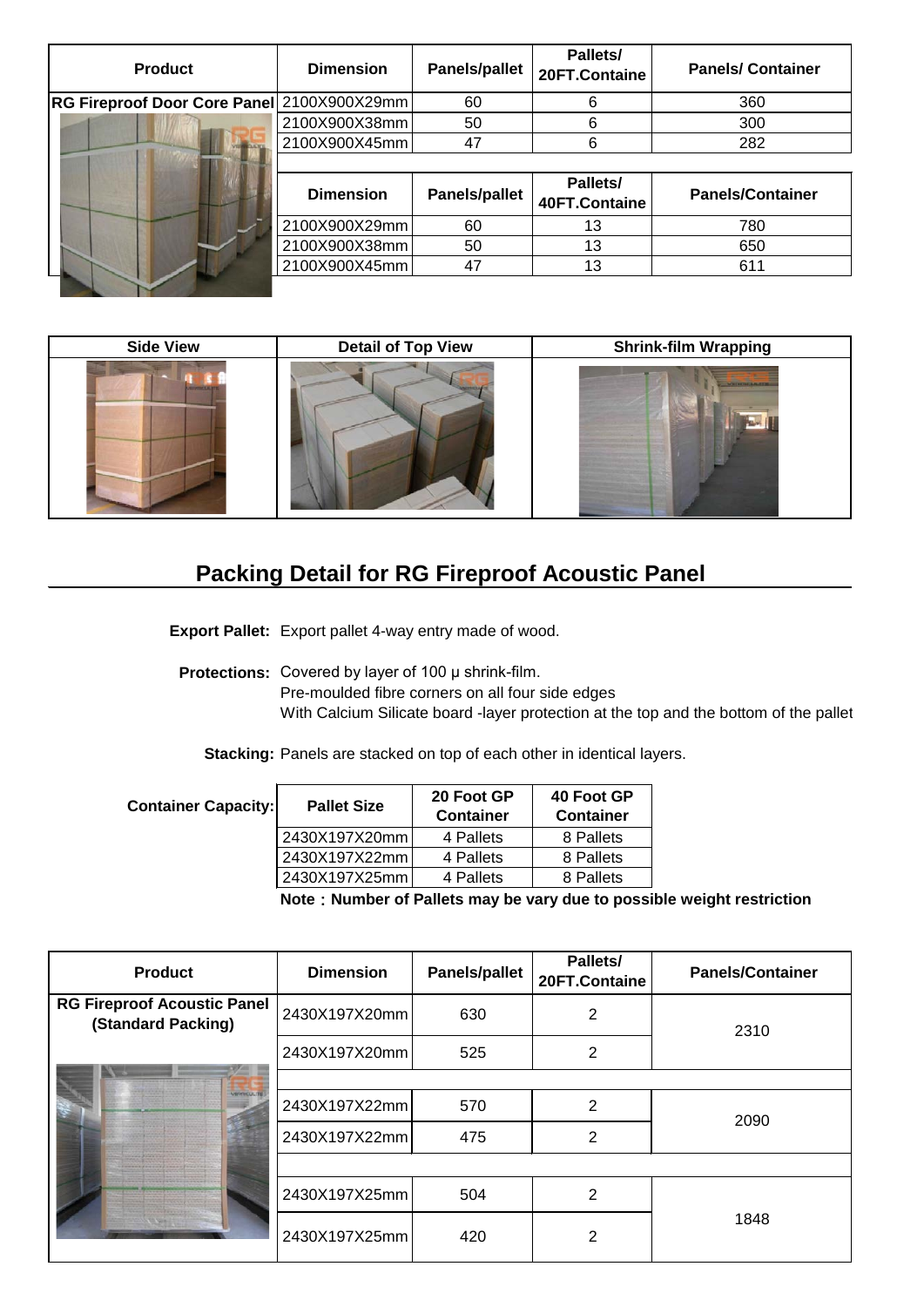| Product | Dimension | Panels/pallet | Pallets/ 20FT.Containe | Panels/ Container |
|---|---|---|---|---|
| RG Fireproof Door Core Panel | 2100X900X29mm | 60 | 6 | 360 |
| | 2100X900X38mm | 50 | 6 | 300 |
| | 2100X900X45mm | 47 | 6 | 282 |

| Dimension | Panels/pallet | Pallets/ 40FT.Containe | Panels/Container |
|---|---|---|---|
| 2100X900X29mm | 60 | 13 | 780 |
| 2100X900X38mm | 50 | 13 | 650 |
| 2100X900X45mm | 47 | 13 | 611 |

| Side View | Detail of Top View | Shrink-film Wrapping |
|---|---|---|
| | | |

## Packing Detail for RG Fireproof Acoustic Panel

**Export Pallet:** Export pallet 4-way entry made of wood.

**Protections:** Covered by layer of 100 μ shrink-film.
Pre-moulded fibre corners on all four side edges
With Calcium Silicate board -layer protection at the top and the bottom of the pallet

**Stacking:** Panels are stacked on top of each other in identical layers.

**Container Capacity:**

| Pallet Size | 20 Foot GP Container | 40 Foot GP Container |
|---|---|---|
| 2430X197X20mm | 4 Pallets | 8 Pallets |
| 2430X197X22mm | 4 Pallets | 8 Pallets |
| 2430X197X25mm | 4 Pallets | 8 Pallets |

**Note：Number of Pallets may be vary due to possible weight restriction**

| Product | Dimension | Panels/pallet | Pallets/ 20FT.Containe | Panels/Container |
|---|---|---|---|---|
| RG Fireproof Acoustic Panel (Standard Packing) | 2430X197X20mm | 630 | 2 | 2310 |
| | 2430X197X20mm | 525 | 2 | |
| | 2430X197X22mm | 570 | 2 | 2090 |
| | 2430X197X22mm | 475 | 2 | |
| | 2430X197X25mm | 504 | 2 | 1848 |
| | 2430X197X25mm | 420 | 2 | |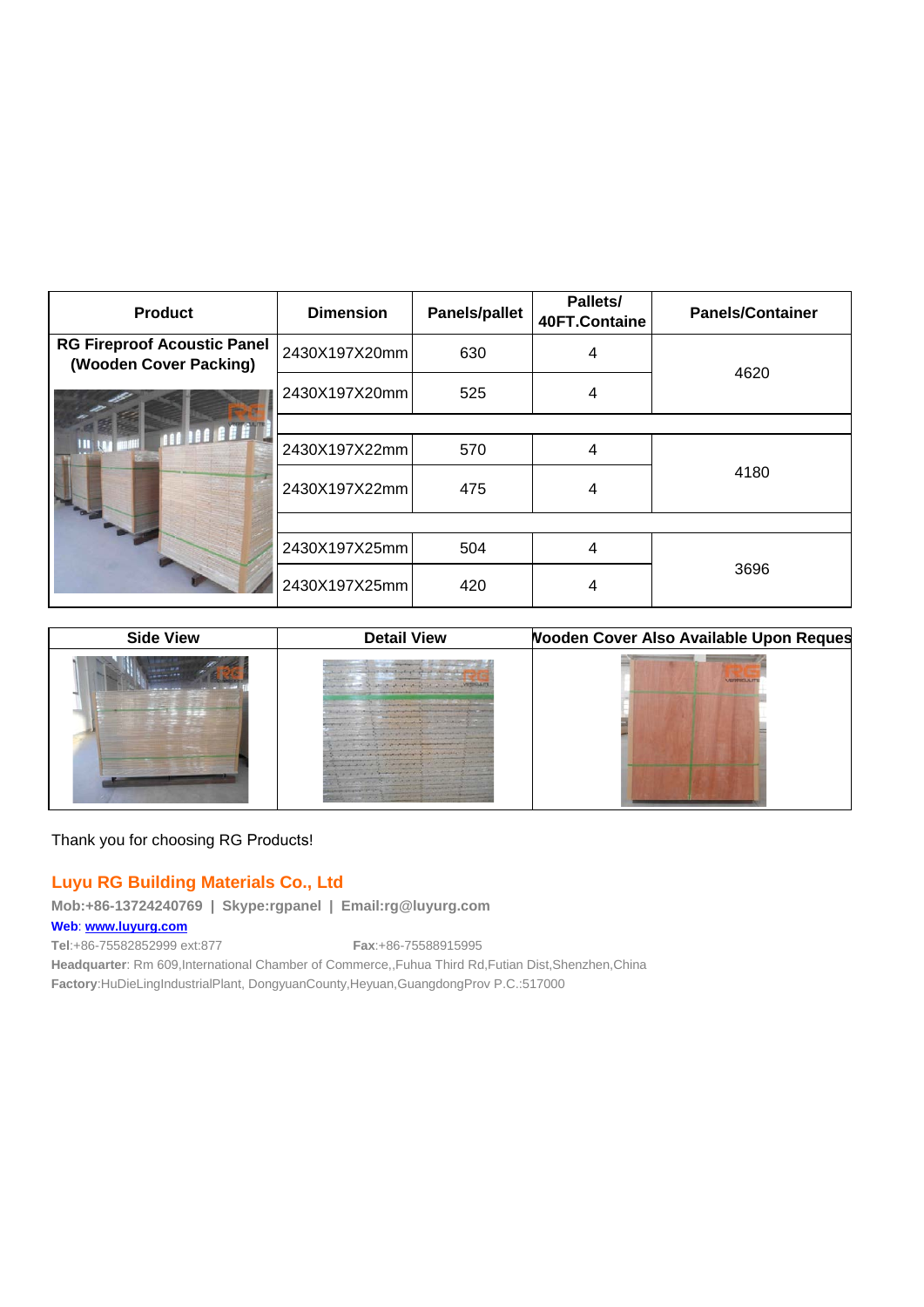| Product | Dimension | Panels/pallet | Pallets/ 40FT.Containe | Panels/Container |
|---|---|---|---|---|
| RG Fireproof Acoustic Panel (Wooden Cover Packing) | 2430X197X20mm | 630 | 4 | 4620 |
| | 2430X197X20mm | 525 | 4 | |
| | | | | |
| | 2430X197X22mm | 570 | 4 | 4180 |
| | 2430X197X22mm | 475 | 4 | |
| | | | | |
| | 2430X197X25mm | 504 | 4 | 3696 |
| | 2430X197X25mm | 420 | 4 | |

| Side View | Detail View | Wooden Cover Also Available Upon Reques |
|---|---|---|
| | | |

Thank you for choosing RG Products!

## Luyu RG Building Materials Co., Ltd

**Mob:+86-13724240769 | Skype:rgpanel | Email:rg@luyurg.com**

**Web**: **www.luyurg.com**

**Tel**:+86-75582852999 ext:877 **Fax**:+86-75588915995

**Headquarter**: Rm 609,International Chamber of Commerce,,Fuhua Third Rd,Futian Dist,Shenzhen,China

**Factory**:HuDieLingIndustrialPlant, DongyuanCounty,Heyuan,GuangdongProv P.C.:517000